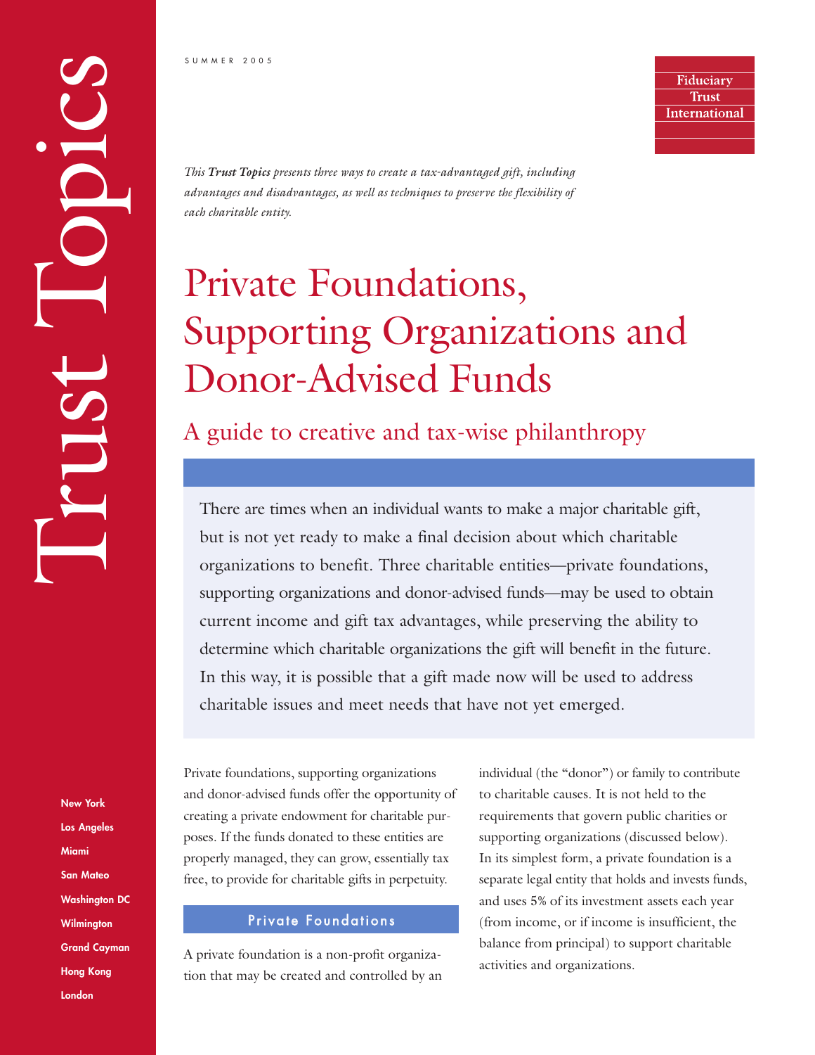SUMMER 2005

Trust Topics

Fiduciary Trust International

*This **Trust Topics** presents three ways to create a tax-advantaged gift, including advantages and disadvantages, as well as techniques to preserve the flexibility of each charitable entity.*

# Private Foundations, Supporting Organizations and Donor-Advised Funds

## A guide to creative and tax-wise philanthropy

There are times when an individual wants to make a major charitable gift, but is not yet ready to make a final decision about which charitable organizations to benefit. Three charitable entities—private foundations, supporting organizations and donor-advised funds—may be used to obtain current income and gift tax advantages, while preserving the ability to determine which charitable organizations the gift will benefit in the future. In this way, it is possible that a gift made now will be used to address charitable issues and meet needs that have not yet emerged.

Private foundations, supporting organizations and donor-advised funds offer the opportunity of creating a private endowment for charitable purposes. If the funds donated to these entities are properly managed, they can grow, essentially tax free, to provide for charitable gifts in perpetuity.

### Private Foundations

A private foundation is a non-profit organization that may be created and controlled by an individual (the "donor") or family to contribute to charitable causes. It is not held to the requirements that govern public charities or supporting organizations (discussed below). In its simplest form, a private foundation is a separate legal entity that holds and invests funds, and uses 5% of its investment assets each year (from income, or if income is insufficient, the balance from principal) to support charitable activities and organizations.

New York
Los Angeles
Miami
San Mateo
Washington DC
Wilmington
Grand Cayman
Hong Kong
London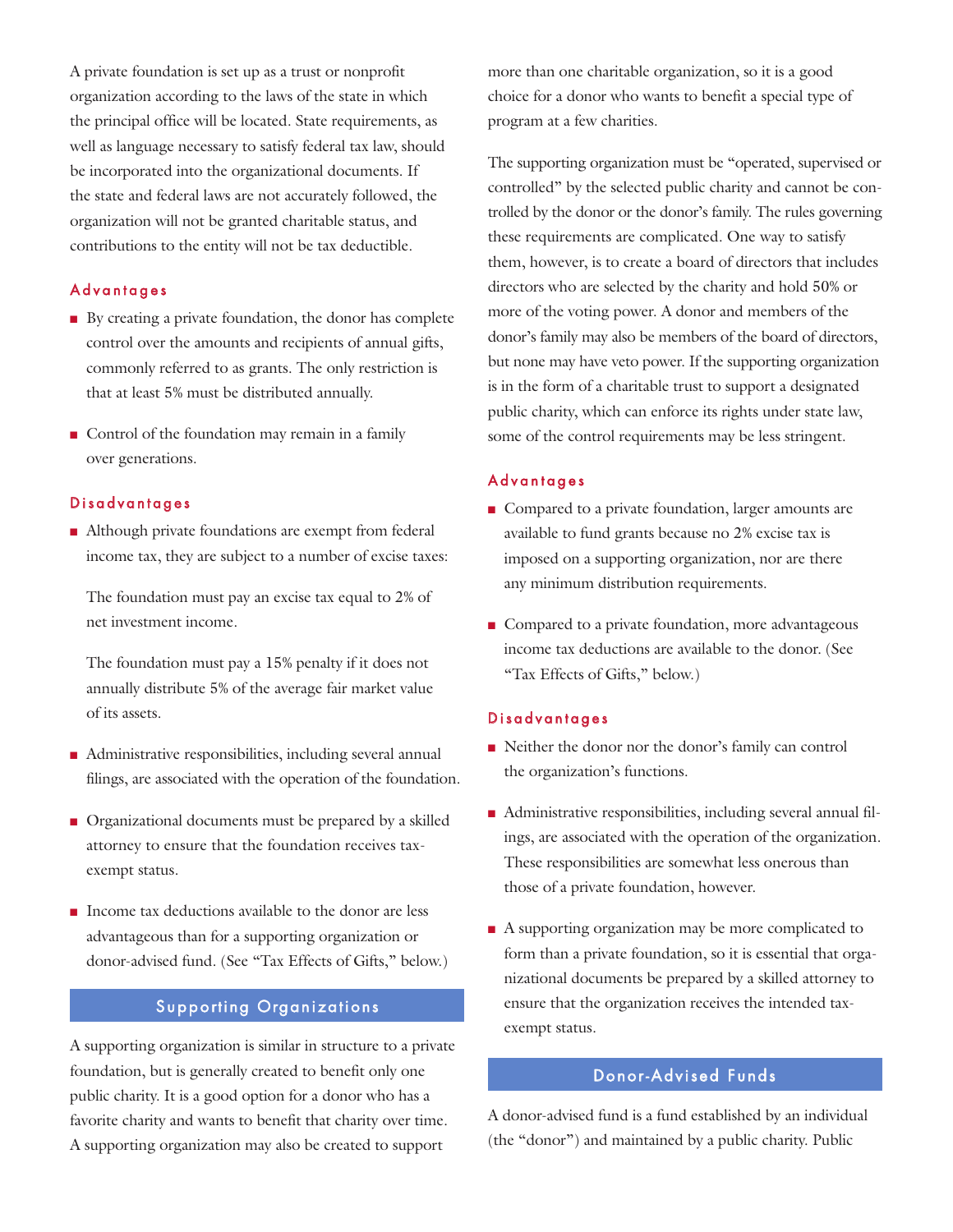A private foundation is set up as a trust or nonprofit organization according to the laws of the state in which the principal office will be located. State requirements, as well as language necessary to satisfy federal tax law, should be incorporated into the organizational documents. If the state and federal laws are not accurately followed, the organization will not be granted charitable status, and contributions to the entity will not be tax deductible.

### Advantages

- By creating a private foundation, the donor has complete control over the amounts and recipients of annual gifts, commonly referred to as grants. The only restriction is that at least 5% must be distributed annually.
- Control of the foundation may remain in a family over generations.

### Disadvantages

- Although private foundations are exempt from federal income tax, they are subject to a number of excise taxes:

  The foundation must pay an excise tax equal to 2% of net investment income.

  The foundation must pay a 15% penalty if it does not annually distribute 5% of the average fair market value of its assets.

- Administrative responsibilities, including several annual filings, are associated with the operation of the foundation.
- Organizational documents must be prepared by a skilled attorney to ensure that the foundation receives tax-exempt status.
- Income tax deductions available to the donor are less advantageous than for a supporting organization or donor-advised fund. (See "Tax Effects of Gifts," below.)

## Supporting Organizations

A supporting organization is similar in structure to a private foundation, but is generally created to benefit only one public charity. It is a good option for a donor who has a favorite charity and wants to benefit that charity over time. A supporting organization may also be created to support more than one charitable organization, so it is a good choice for a donor who wants to benefit a special type of program at a few charities.

The supporting organization must be "operated, supervised or controlled" by the selected public charity and cannot be controlled by the donor or the donor's family. The rules governing these requirements are complicated. One way to satisfy them, however, is to create a board of directors that includes directors who are selected by the charity and hold 50% or more of the voting power. A donor and members of the donor's family may also be members of the board of directors, but none may have veto power. If the supporting organization is in the form of a charitable trust to support a designated public charity, which can enforce its rights under state law, some of the control requirements may be less stringent.

### Advantages

- Compared to a private foundation, larger amounts are available to fund grants because no 2% excise tax is imposed on a supporting organization, nor are there any minimum distribution requirements.
- Compared to a private foundation, more advantageous income tax deductions are available to the donor. (See "Tax Effects of Gifts," below.)

### Disadvantages

- Neither the donor nor the donor's family can control the organization's functions.
- Administrative responsibilities, including several annual filings, are associated with the operation of the organization. These responsibilities are somewhat less onerous than those of a private foundation, however.
- A supporting organization may be more complicated to form than a private foundation, so it is essential that organizational documents be prepared by a skilled attorney to ensure that the organization receives the intended tax-exempt status.

## Donor-Advised Funds

A donor-advised fund is a fund established by an individual (the "donor") and maintained by a public charity. Public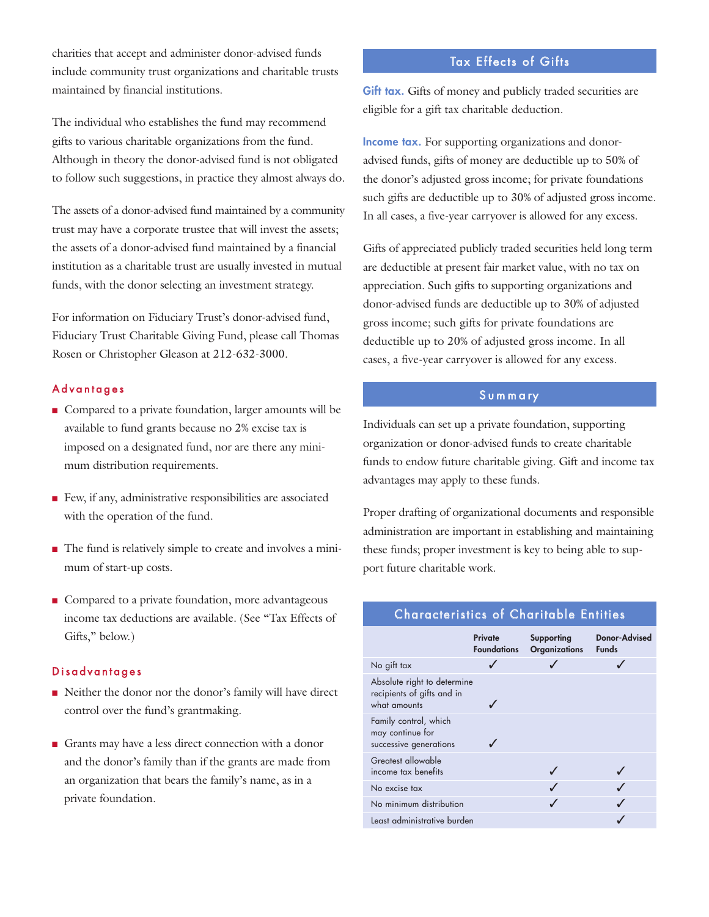charities that accept and administer donor-advised funds include community trust organizations and charitable trusts maintained by financial institutions.

The individual who establishes the fund may recommend gifts to various charitable organizations from the fund. Although in theory the donor-advised fund is not obligated to follow such suggestions, in practice they almost always do.

The assets of a donor-advised fund maintained by a community trust may have a corporate trustee that will invest the assets; the assets of a donor-advised fund maintained by a financial institution as a charitable trust are usually invested in mutual funds, with the donor selecting an investment strategy.

For information on Fiduciary Trust's donor-advised fund, Fiduciary Trust Charitable Giving Fund, please call Thomas Rosen or Christopher Gleason at 212-632-3000.

### Advantages

- Compared to a private foundation, larger amounts will be available to fund grants because no 2% excise tax is imposed on a designated fund, nor are there any minimum distribution requirements.
- Few, if any, administrative responsibilities are associated with the operation of the fund.
- The fund is relatively simple to create and involves a minimum of start-up costs.
- Compared to a private foundation, more advantageous income tax deductions are available. (See "Tax Effects of Gifts," below.)

### Disadvantages

- Neither the donor nor the donor's family will have direct control over the fund's grantmaking.
- Grants may have a less direct connection with a donor and the donor's family than if the grants are made from an organization that bears the family's name, as in a private foundation.

## Tax Effects of Gifts

**Gift tax.** Gifts of money and publicly traded securities are eligible for a gift tax charitable deduction.

**Income tax.** For supporting organizations and donor-advised funds, gifts of money are deductible up to 50% of the donor's adjusted gross income; for private foundations such gifts are deductible up to 30% of adjusted gross income. In all cases, a five-year carryover is allowed for any excess.

Gifts of appreciated publicly traded securities held long term are deductible at present fair market value, with no tax on appreciation. Such gifts to supporting organizations and donor-advised funds are deductible up to 30% of adjusted gross income; such gifts for private foundations are deductible up to 20% of adjusted gross income. In all cases, a five-year carryover is allowed for any excess.

## Summary

Individuals can set up a private foundation, supporting organization or donor-advised funds to create charitable funds to endow future charitable giving. Gift and income tax advantages may apply to these funds.

Proper drafting of organizational documents and responsible administration are important in establishing and maintaining these funds; proper investment is key to being able to support future charitable work.

## Characteristics of Charitable Entities

| | Private Foundations | Supporting Organizations | Donor-Advised Funds |
|---|---|---|---|
| No gift tax | ✓ | ✓ | ✓ |
| Absolute right to determine recipients of gifts and in what amounts | ✓ | | |
| Family control, which may continue for successive generations | ✓ | | |
| Greatest allowable income tax benefits | | ✓ | ✓ |
| No excise tax | | ✓ | ✓ |
| No minimum distribution | | ✓ | ✓ |
| Least administrative burden | | | ✓ |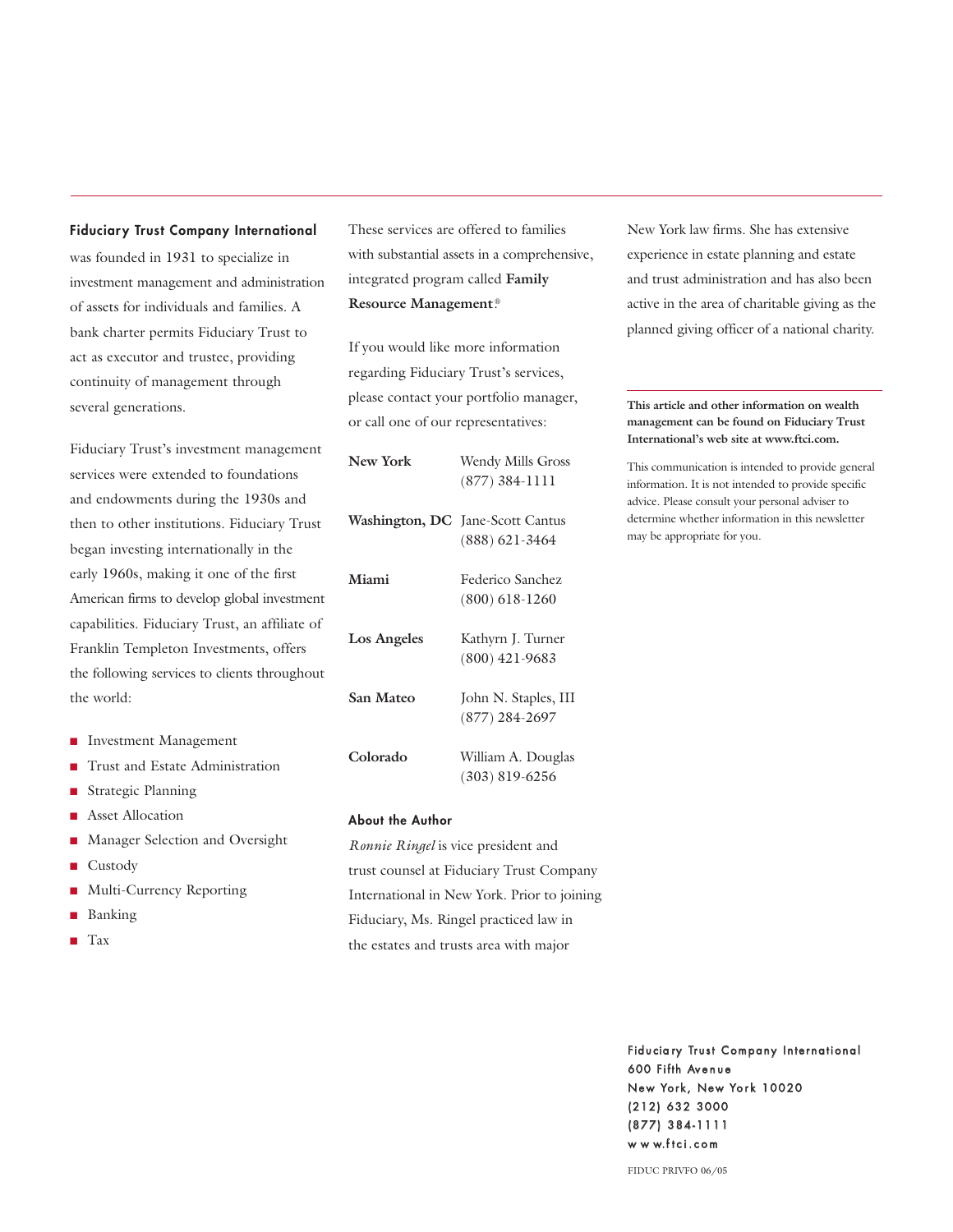**Fiduciary Trust Company International** was founded in 1931 to specialize in investment management and administration of assets for individuals and families. A bank charter permits Fiduciary Trust to act as executor and trustee, providing continuity of management through several generations.

Fiduciary Trust's investment management services were extended to foundations and endowments during the 1930s and then to other institutions. Fiduciary Trust began investing internationally in the early 1960s, making it one of the first American firms to develop global investment capabilities. Fiduciary Trust, an affiliate of Franklin Templeton Investments, offers the following services to clients throughout the world:

- Investment Management
- Trust and Estate Administration
- Strategic Planning
- Asset Allocation
- Manager Selection and Oversight
- Custody
- Multi-Currency Reporting
- Banking
- Tax

These services are offered to families with substantial assets in a comprehensive, integrated program called **Family Resource Management**®

If you would like more information regarding Fiduciary Trust's services, please contact your portfolio manager, or call one of our representatives:

| | |
|---|---|
| **New York** | Wendy Mills Gross (877) 384-1111 |
| **Washington, DC** | Jane-Scott Cantus (888) 621-3464 |
| **Miami** | Federico Sanchez (800) 618-1260 |
| **Los Angeles** | Kathyrn J. Turner (800) 421-9683 |
| **San Mateo** | John N. Staples, III (877) 284-2697 |
| **Colorado** | William A. Douglas (303) 819-6256 |

**About the Author**

*Ronnie Ringel* is vice president and trust counsel at Fiduciary Trust Company International in New York. Prior to joining Fiduciary, Ms. Ringel practiced law in the estates and trusts area with major New York law firms. She has extensive experience in estate planning and estate and trust administration and has also been active in the area of charitable giving as the planned giving officer of a national charity.

**This article and other information on wealth management can be found on Fiduciary Trust International's web site at www.ftci.com.**

This communication is intended to provide general information. It is not intended to provide specific advice. Please consult your personal adviser to determine whether information in this newsletter may be appropriate for you.

Fiduciary Trust Company International
600 Fifth Avenue
New York, New York 10020
(212) 632 3000
(877) 384-1111
www.ftci.com

FIDUC PRIVFO 06/05